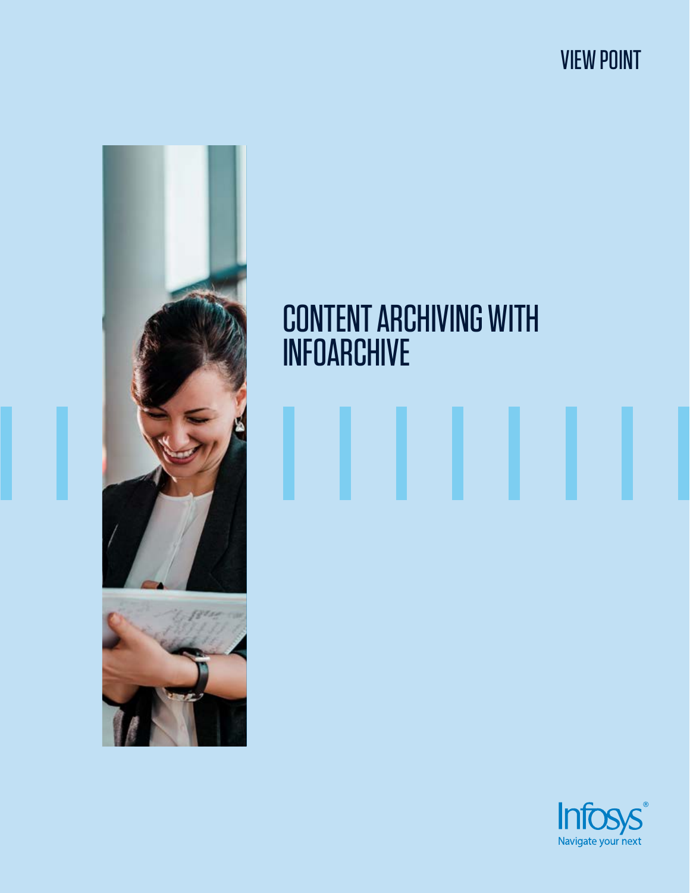VIEW POINT

# CONTENT ARCHIVING WITH INFOARCHIVE

Infosys
Navigate your next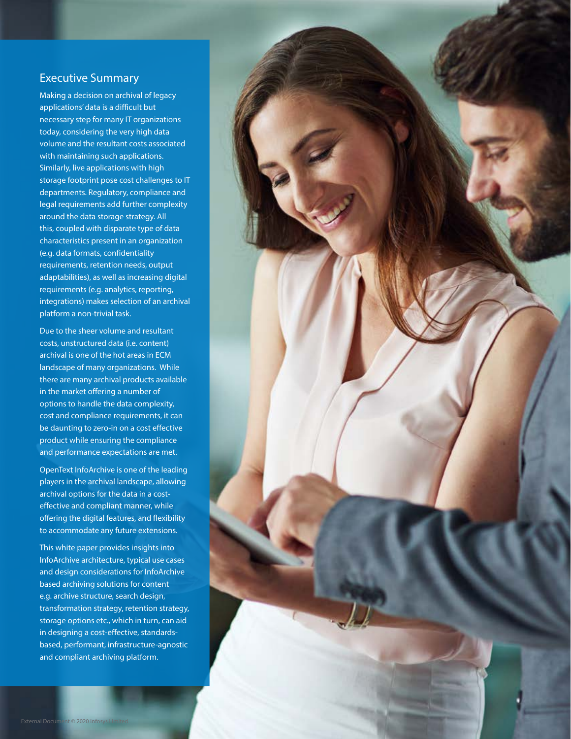## Executive Summary

Making a decision on archival of legacy applications' data is a difficult but necessary step for many IT organizations today, considering the very high data volume and the resultant costs associated with maintaining such applications. Similarly, live applications with high storage footprint pose cost challenges to IT departments. Regulatory, compliance and legal requirements add further complexity around the data storage strategy. All this, coupled with disparate type of data characteristics present in an organization (e.g. data formats, confidentiality requirements, retention needs, output adaptabilities), as well as increasing digital requirements (e.g. analytics, reporting, integrations) makes selection of an archival platform a non-trivial task.

Due to the sheer volume and resultant costs, unstructured data (i.e. content) archival is one of the hot areas in ECM landscape of many organizations. While there are many archival products available in the market offering a number of options to handle the data complexity, cost and compliance requirements, it can be daunting to zero-in on a cost effective product while ensuring the compliance and performance expectations are met.

OpenText InfoArchive is one of the leading players in the archival landscape, allowing archival options for the data in a cost-effective and compliant manner, while offering the digital features, and flexibility to accommodate any future extensions.

This white paper provides insights into InfoArchive architecture, typical use cases and design considerations for InfoArchive based archiving solutions for content e.g. archive structure, search design, transformation strategy, retention strategy, storage options etc., which in turn, can aid in designing a cost-effective, standards-based, performant, infrastructure-agnostic and compliant archiving platform.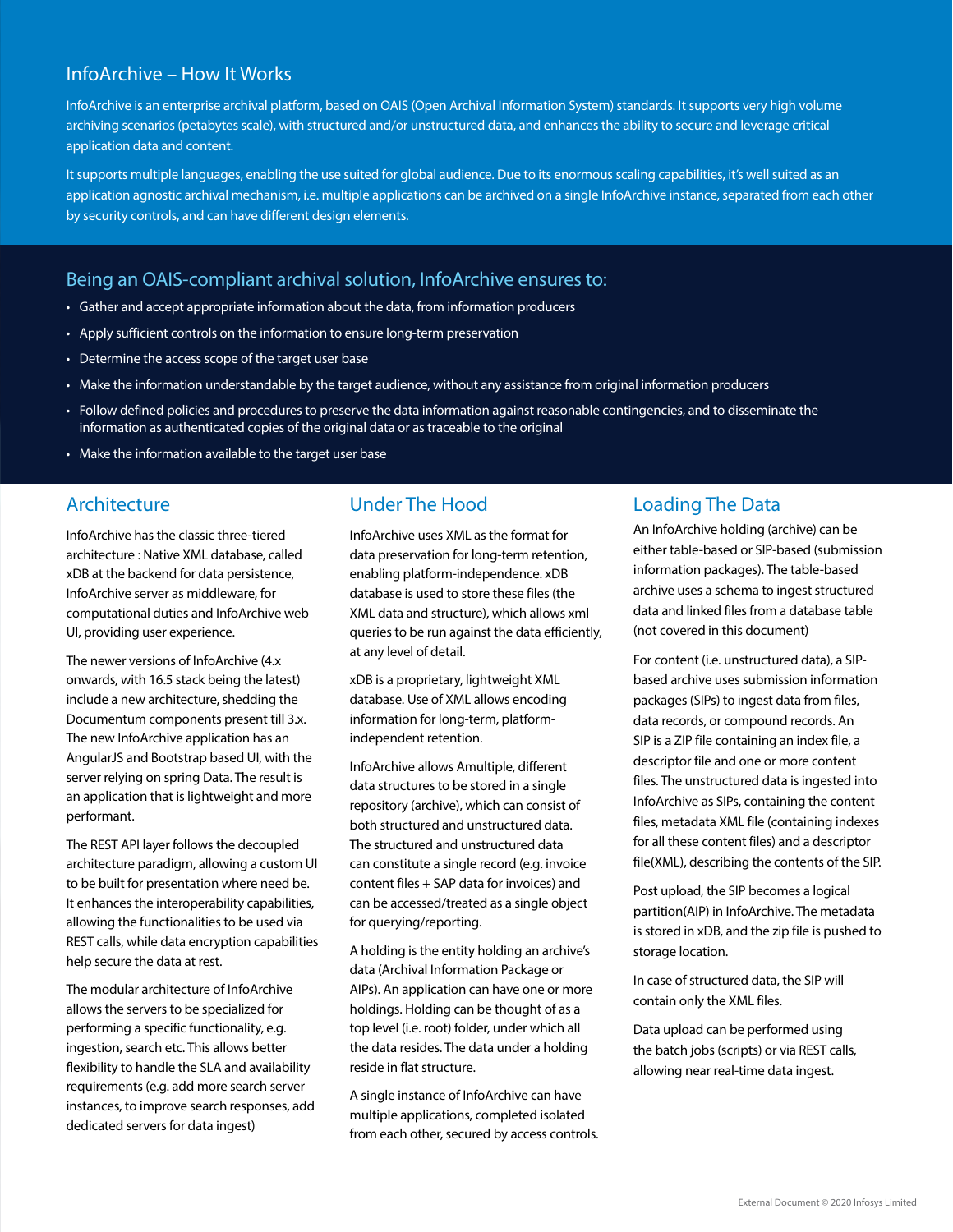## InfoArchive – How It Works

InfoArchive is an enterprise archival platform, based on OAIS (Open Archival Information System) standards. It supports very high volume archiving scenarios (petabytes scale), with structured and/or unstructured data, and enhances the ability to secure and leverage critical application data and content.

It supports multiple languages, enabling the use suited for global audience. Due to its enormous scaling capabilities, it's well suited as an application agnostic archival mechanism, i.e. multiple applications can be archived on a single InfoArchive instance, separated from each other by security controls, and can have different design elements.

## Being an OAIS-compliant archival solution, InfoArchive ensures to:

- Gather and accept appropriate information about the data, from information producers
- Apply sufficient controls on the information to ensure long-term preservation
- Determine the access scope of the target user base
- Make the information understandable by the target audience, without any assistance from original information producers
- Follow defined policies and procedures to preserve the data information against reasonable contingencies, and to disseminate the information as authenticated copies of the original data or as traceable to the original
- Make the information available to the target user base

## Architecture

InfoArchive has the classic three-tiered architecture : Native XML database, called xDB at the backend for data persistence, InfoArchive server as middleware, for computational duties and InfoArchive web UI, providing user experience.

The newer versions of InfoArchive (4.x onwards, with 16.5 stack being the latest) include a new architecture, shedding the Documentum components present till 3.x. The new InfoArchive application has an AngularJS and Bootstrap based UI, with the server relying on spring Data. The result is an application that is lightweight and more performant.

The REST API layer follows the decoupled architecture paradigm, allowing a custom UI to be built for presentation where need be. It enhances the interoperability capabilities, allowing the functionalities to be used via REST calls, while data encryption capabilities help secure the data at rest.

The modular architecture of InfoArchive allows the servers to be specialized for performing a specific functionality, e.g. ingestion, search etc. This allows better flexibility to handle the SLA and availability requirements (e.g. add more search server instances, to improve search responses, add dedicated servers for data ingest)

## Under The Hood

InfoArchive uses XML as the format for data preservation for long-term retention, enabling platform-independence. xDB database is used to store these files (the XML data and structure), which allows xml queries to be run against the data efficiently, at any level of detail.

xDB is a proprietary, lightweight XML database. Use of XML allows encoding information for long-term, platform-independent retention.

InfoArchive allows Amultiple, different data structures to be stored in a single repository (archive), which can consist of both structured and unstructured data. The structured and unstructured data can constitute a single record (e.g. invoice content files + SAP data for invoices) and can be accessed/treated as a single object for querying/reporting.

A holding is the entity holding an archive's data (Archival Information Package or AIPs). An application can have one or more holdings. Holding can be thought of as a top level (i.e. root) folder, under which all the data resides. The data under a holding reside in flat structure.

A single instance of InfoArchive can have multiple applications, completed isolated from each other, secured by access controls.

## Loading The Data

An InfoArchive holding (archive) can be either table-based or SIP-based (submission information packages). The table-based archive uses a schema to ingest structured data and linked files from a database table (not covered in this document)

For content (i.e. unstructured data), a SIP-based archive uses submission information packages (SIPs) to ingest data from files, data records, or compound records. An SIP is a ZIP file containing an index file, a descriptor file and one or more content files. The unstructured data is ingested into InfoArchive as SIPs, containing the content files, metadata XML file (containing indexes for all these content files) and a descriptor file(XML), describing the contents of the SIP.

Post upload, the SIP becomes a logical partition(AIP) in InfoArchive. The metadata is stored in xDB, and the zip file is pushed to storage location.

In case of structured data, the SIP will contain only the XML files.

Data upload can be performed using the batch jobs (scripts) or via REST calls, allowing near real-time data ingest.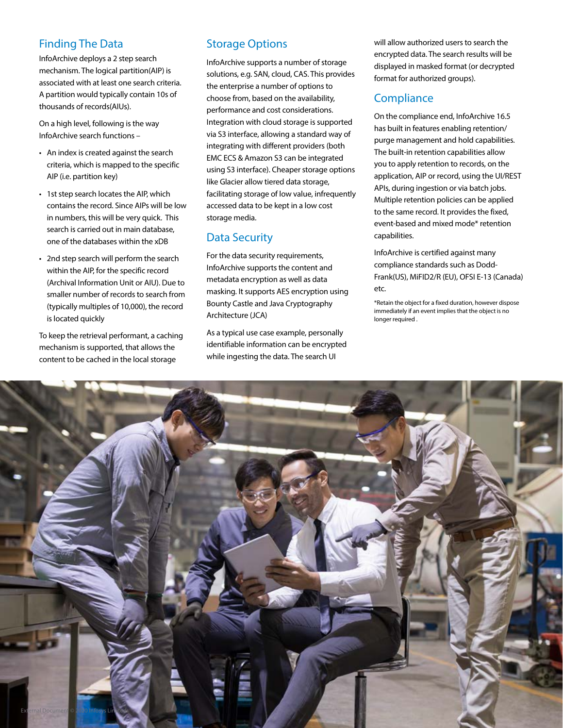## Finding The Data

InfoArchive deploys a 2 step search mechanism. The logical partition(AIP) is associated with at least one search criteria. A partition would typically contain 10s of thousands of records(AIUs).

On a high level, following is the way InfoArchive search functions –

- An index is created against the search criteria, which is mapped to the specific AIP (i.e. partition key)
- 1st step search locates the AIP, which contains the record. Since AIPs will be low in numbers, this will be very quick. This search is carried out in main database, one of the databases within the xDB
- 2nd step search will perform the search within the AIP, for the specific record (Archival Information Unit or AIU). Due to smaller number of records to search from (typically multiples of 10,000), the record is located quickly

To keep the retrieval performant, a caching mechanism is supported, that allows the content to be cached in the local storage

## Storage Options

InfoArchive supports a number of storage solutions, e.g. SAN, cloud, CAS. This provides the enterprise a number of options to choose from, based on the availability, performance and cost considerations. Integration with cloud storage is supported via S3 interface, allowing a standard way of integrating with different providers (both EMC ECS & Amazon S3 can be integrated using S3 interface). Cheaper storage options like Glacier allow tiered data storage, facilitating storage of low value, infrequently accessed data to be kept in a low cost storage media.

## Data Security

For the data security requirements, InfoArchive supports the content and metadata encryption as well as data masking. It supports AES encryption using Bounty Castle and Java Cryptography Architecture (JCA)

As a typical use case example, personally identifiable information can be encrypted while ingesting the data. The search UI will allow authorized users to search the encrypted data. The search results will be displayed in masked format (or decrypted format for authorized groups).

## Compliance

On the compliance end, InfoArchive 16.5 has built in features enabling retention/purge management and hold capabilities. The built-in retention capabilities allow you to apply retention to records, on the application, AIP or record, using the UI/REST APIs, during ingestion or via batch jobs. Multiple retention policies can be applied to the same record. It provides the fixed, event-based and mixed mode* retention capabilities.

InfoArchive is certified against many compliance standards such as Dodd-Frank(US), MiFID2/R (EU), OFSI E-13 (Canada) etc.

*Retain the object for a fixed duration, however dispose immediately if an event implies that the object is no longer required .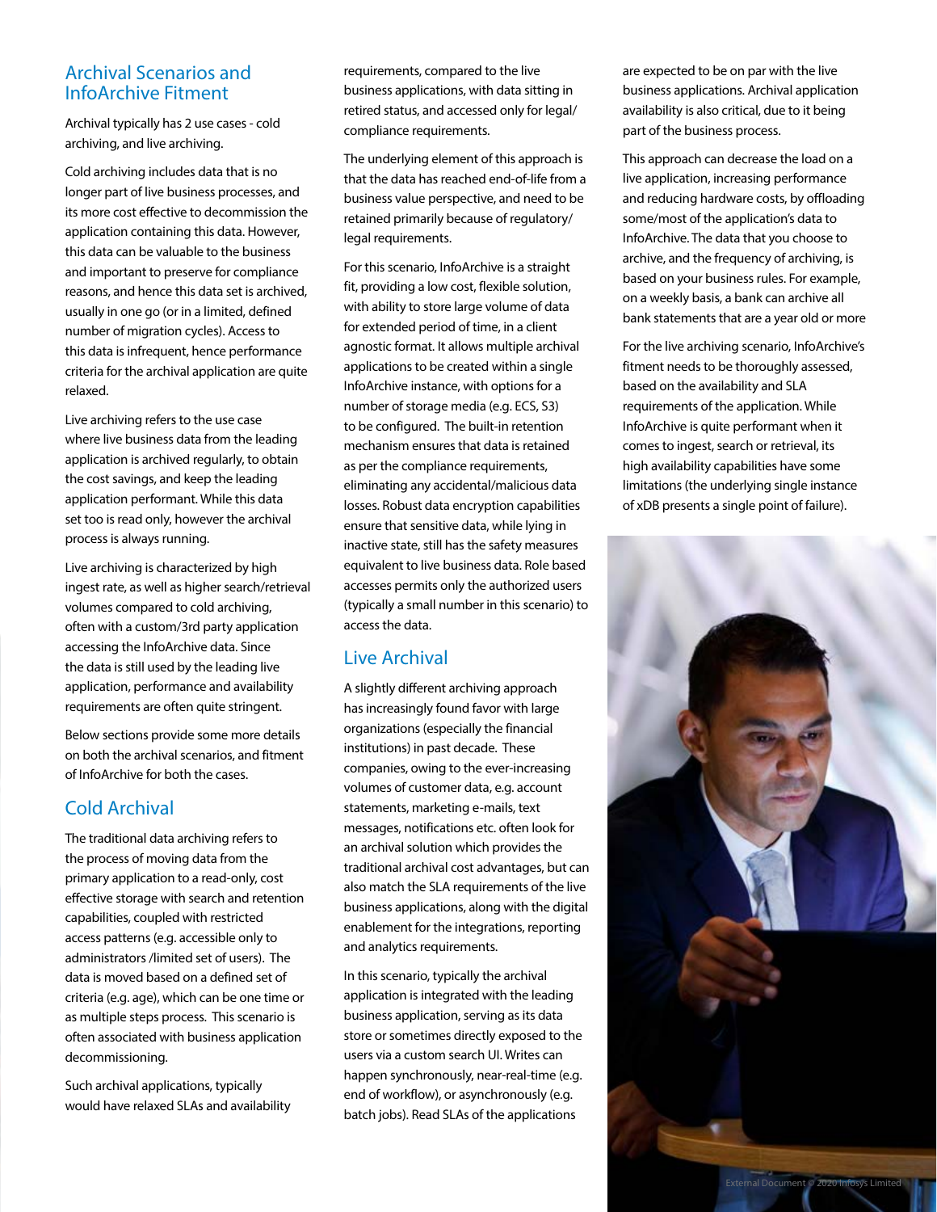## Archival Scenarios and InfoArchive Fitment

Archival typically has 2 use cases - cold archiving, and live archiving.

Cold archiving includes data that is no longer part of live business processes, and its more cost effective to decommission the application containing this data. However, this data can be valuable to the business and important to preserve for compliance reasons, and hence this data set is archived, usually in one go (or in a limited, defined number of migration cycles). Access to this data is infrequent, hence performance criteria for the archival application are quite relaxed.

Live archiving refers to the use case where live business data from the leading application is archived regularly, to obtain the cost savings, and keep the leading application performant. While this data set too is read only, however the archival process is always running.

Live archiving is characterized by high ingest rate, as well as higher search/retrieval volumes compared to cold archiving, often with a custom/3rd party application accessing the InfoArchive data. Since the data is still used by the leading live application, performance and availability requirements are often quite stringent.

Below sections provide some more details on both the archival scenarios, and fitment of InfoArchive for both the cases.

## Cold Archival

The traditional data archiving refers to the process of moving data from the primary application to a read-only, cost effective storage with search and retention capabilities, coupled with restricted access patterns (e.g. accessible only to administrators /limited set of users). The data is moved based on a defined set of criteria (e.g. age), which can be one time or as multiple steps process. This scenario is often associated with business application decommissioning.

Such archival applications, typically would have relaxed SLAs and availability requirements, compared to the live business applications, with data sitting in retired status, and accessed only for legal/compliance requirements.

The underlying element of this approach is that the data has reached end-of-life from a business value perspective, and need to be retained primarily because of regulatory/legal requirements.

For this scenario, InfoArchive is a straight fit, providing a low cost, flexible solution, with ability to store large volume of data for extended period of time, in a client agnostic format. It allows multiple archival applications to be created within a single InfoArchive instance, with options for a number of storage media (e.g. ECS, S3) to be configured. The built-in retention mechanism ensures that data is retained as per the compliance requirements, eliminating any accidental/malicious data losses. Robust data encryption capabilities ensure that sensitive data, while lying in inactive state, still has the safety measures equivalent to live business data. Role based accesses permits only the authorized users (typically a small number in this scenario) to access the data.

## Live Archival

A slightly different archiving approach has increasingly found favor with large organizations (especially the financial institutions) in past decade. These companies, owing to the ever-increasing volumes of customer data, e.g. account statements, marketing e-mails, text messages, notifications etc. often look for an archival solution which provides the traditional archival cost advantages, but can also match the SLA requirements of the live business applications, along with the digital enablement for the integrations, reporting and analytics requirements.

In this scenario, typically the archival application is integrated with the leading business application, serving as its data store or sometimes directly exposed to the users via a custom search UI. Writes can happen synchronously, near-real-time (e.g. end of workflow), or asynchronously (e.g. batch jobs). Read SLAs of the applications are expected to be on par with the live business applications. Archival application availability is also critical, due to it being part of the business process.

This approach can decrease the load on a live application, increasing performance and reducing hardware costs, by offloading some/most of the application's data to InfoArchive. The data that you choose to archive, and the frequency of archiving, is based on your business rules. For example, on a weekly basis, a bank can archive all bank statements that are a year old or more

For the live archiving scenario, InfoArchive's fitment needs to be thoroughly assessed, based on the availability and SLA requirements of the application. While InfoArchive is quite performant when it comes to ingest, search or retrieval, its high availability capabilities have some limitations (the underlying single instance of xDB presents a single point of failure).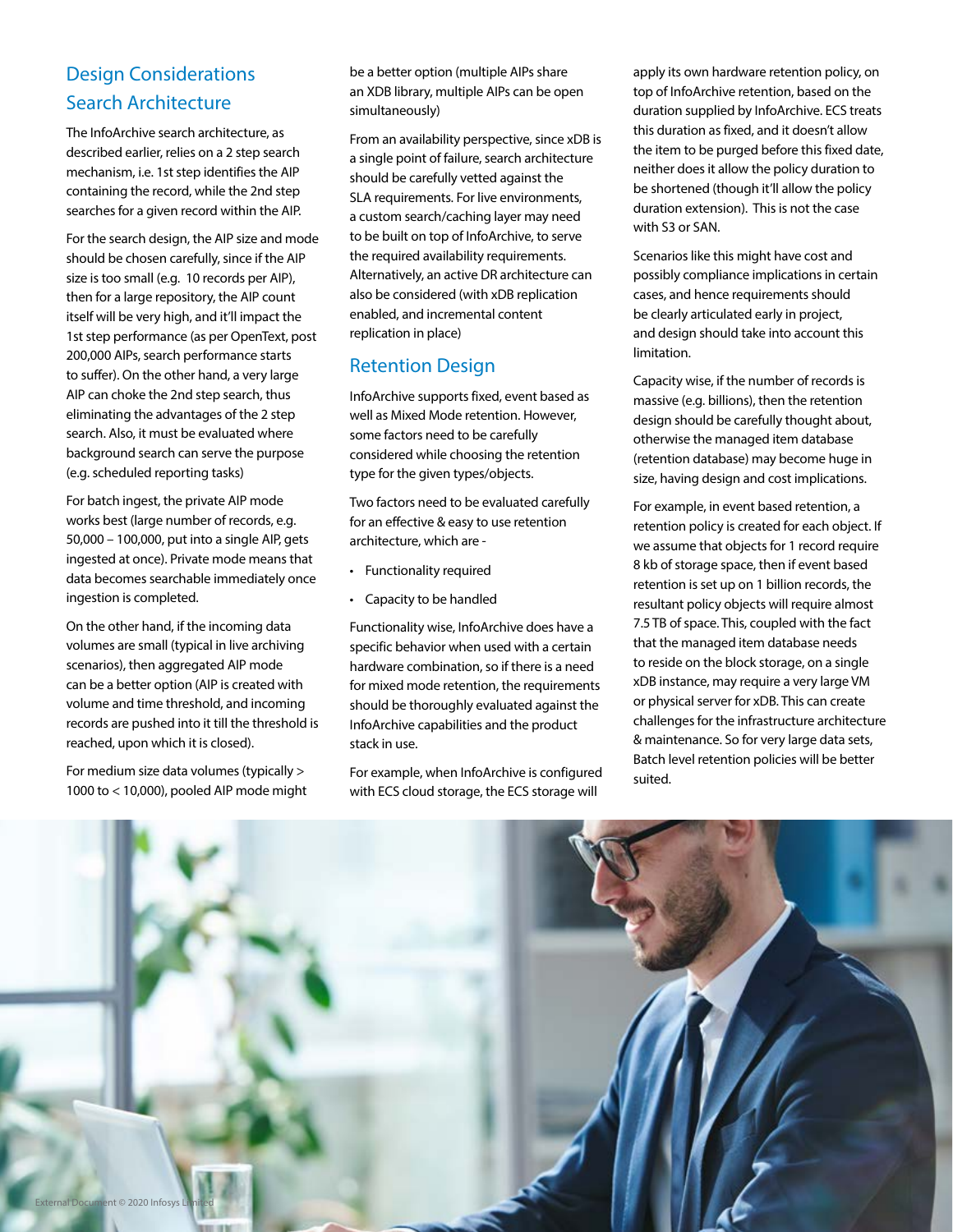## Design Considerations

### Search Architecture

The InfoArchive search architecture, as described earlier, relies on a 2 step search mechanism, i.e. 1st step identifies the AIP containing the record, while the 2nd step searches for a given record within the AIP.

For the search design, the AIP size and mode should be chosen carefully, since if the AIP size is too small (e.g. 10 records per AIP), then for a large repository, the AIP count itself will be very high, and it'll impact the 1st step performance (as per OpenText, post 200,000 AIPs, search performance starts to suffer). On the other hand, a very large AIP can choke the 2nd step search, thus eliminating the advantages of the 2 step search. Also, it must be evaluated where background search can serve the purpose (e.g. scheduled reporting tasks)

For batch ingest, the private AIP mode works best (large number of records, e.g. 50,000 – 100,000, put into a single AIP, gets ingested at once). Private mode means that data becomes searchable immediately once ingestion is completed.

On the other hand, if the incoming data volumes are small (typical in live archiving scenarios), then aggregated AIP mode can be a better option (AIP is created with volume and time threshold, and incoming records are pushed into it till the threshold is reached, upon which it is closed).

For medium size data volumes (typically > 1000 to < 10,000), pooled AIP mode might be a better option (multiple AIPs share an XDB library, multiple AIPs can be open simultaneously)

From an availability perspective, since xDB is a single point of failure, search architecture should be carefully vetted against the SLA requirements. For live environments, a custom search/caching layer may need to be built on top of InfoArchive, to serve the required availability requirements. Alternatively, an active DR architecture can also be considered (with xDB replication enabled, and incremental content replication in place)

### Retention Design

InfoArchive supports fixed, event based as well as Mixed Mode retention. However, some factors need to be carefully considered while choosing the retention type for the given types/objects.

Two factors need to be evaluated carefully for an effective & easy to use retention architecture, which are -

- Functionality required
- Capacity to be handled

Functionality wise, InfoArchive does have a specific behavior when used with a certain hardware combination, so if there is a need for mixed mode retention, the requirements should be thoroughly evaluated against the InfoArchive capabilities and the product stack in use.

For example, when InfoArchive is configured with ECS cloud storage, the ECS storage will apply its own hardware retention policy, on top of InfoArchive retention, based on the duration supplied by InfoArchive. ECS treats this duration as fixed, and it doesn't allow the item to be purged before this fixed date, neither does it allow the policy duration to be shortened (though it'll allow the policy duration extension). This is not the case with S3 or SAN.

Scenarios like this might have cost and possibly compliance implications in certain cases, and hence requirements should be clearly articulated early in project, and design should take into account this limitation.

Capacity wise, if the number of records is massive (e.g. billions), then the retention design should be carefully thought about, otherwise the managed item database (retention database) may become huge in size, having design and cost implications.

For example, in event based retention, a retention policy is created for each object. If we assume that objects for 1 record require 8 kb of storage space, then if event based retention is set up on 1 billion records, the resultant policy objects will require almost 7.5 TB of space. This, coupled with the fact that the managed item database needs to reside on the block storage, on a single xDB instance, may require a very large VM or physical server for xDB. This can create challenges for the infrastructure architecture & maintenance. So for very large data sets, Batch level retention policies will be better suited.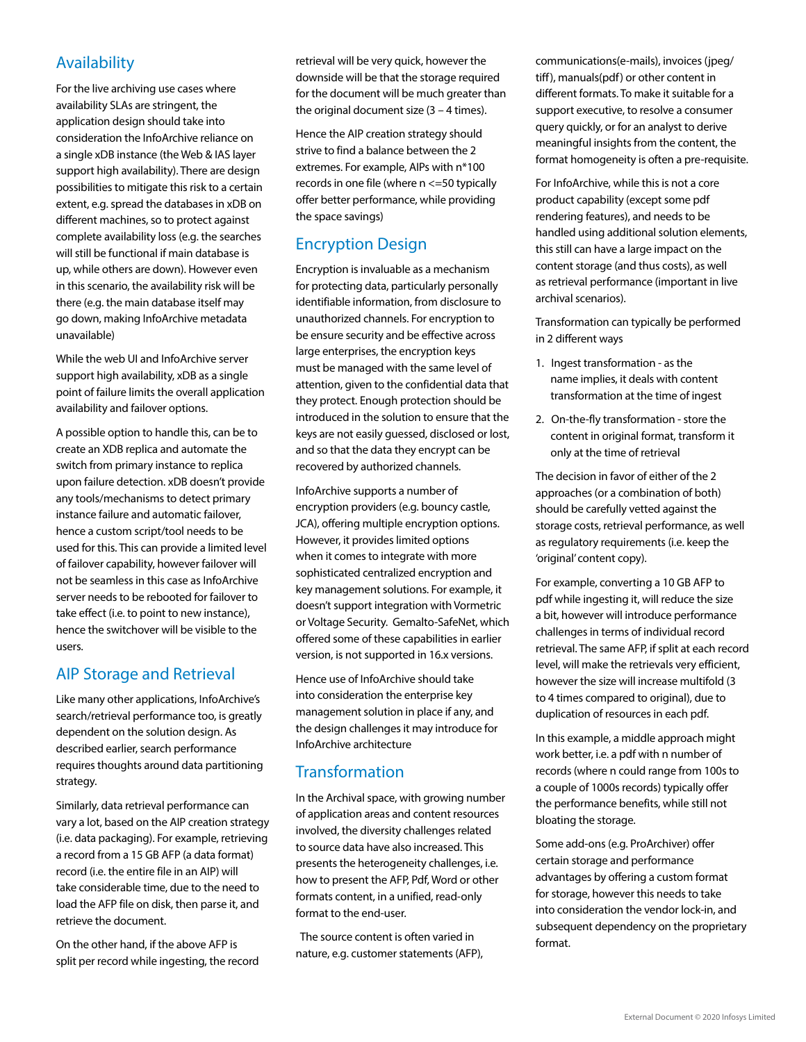## Availability

For the live archiving use cases where availability SLAs are stringent, the application design should take into consideration the InfoArchive reliance on a single xDB instance (the Web & IAS layer support high availability). There are design possibilities to mitigate this risk to a certain extent, e.g. spread the databases in xDB on different machines, so to protect against complete availability loss (e.g. the searches will still be functional if main database is up, while others are down). However even in this scenario, the availability risk will be there (e.g. the main database itself may go down, making InfoArchive metadata unavailable)

While the web UI and InfoArchive server support high availability, xDB as a single point of failure limits the overall application availability and failover options.

A possible option to handle this, can be to create an XDB replica and automate the switch from primary instance to replica upon failure detection. xDB doesn't provide any tools/mechanisms to detect primary instance failure and automatic failover, hence a custom script/tool needs to be used for this. This can provide a limited level of failover capability, however failover will not be seamless in this case as InfoArchive server needs to be rebooted for failover to take effect (i.e. to point to new instance), hence the switchover will be visible to the users.

## AIP Storage and Retrieval

Like many other applications, InfoArchive's search/retrieval performance too, is greatly dependent on the solution design. As described earlier, search performance requires thoughts around data partitioning strategy.

Similarly, data retrieval performance can vary a lot, based on the AIP creation strategy (i.e. data packaging). For example, retrieving a record from a 15 GB AFP (a data format) record (i.e. the entire file in an AIP) will take considerable time, due to the need to load the AFP file on disk, then parse it, and retrieve the document.

On the other hand, if the above AFP is split per record while ingesting, the record retrieval will be very quick, however the downside will be that the storage required for the document will be much greater than the original document size (3 – 4 times).

Hence the AIP creation strategy should strive to find a balance between the 2 extremes. For example, AIPs with n*100 records in one file (where n <=50 typically offer better performance, while providing the space savings)

## Encryption Design

Encryption is invaluable as a mechanism for protecting data, particularly personally identifiable information, from disclosure to unauthorized channels. For encryption to be ensure security and be effective across large enterprises, the encryption keys must be managed with the same level of attention, given to the confidential data that they protect. Enough protection should be introduced in the solution to ensure that the keys are not easily guessed, disclosed or lost, and so that the data they encrypt can be recovered by authorized channels.

InfoArchive supports a number of encryption providers (e.g. bouncy castle, JCA), offering multiple encryption options. However, it provides limited options when it comes to integrate with more sophisticated centralized encryption and key management solutions. For example, it doesn't support integration with Vormetric or Voltage Security. Gemalto-SafeNet, which offered some of these capabilities in earlier version, is not supported in 16.x versions.

Hence use of InfoArchive should take into consideration the enterprise key management solution in place if any, and the design challenges it may introduce for InfoArchive architecture

## Transformation

In the Archival space, with growing number of application areas and content resources involved, the diversity challenges related to source data have also increased. This presents the heterogeneity challenges, i.e. how to present the AFP, Pdf, Word or other formats content, in a unified, read-only format to the end-user.

The source content is often varied in nature, e.g. customer statements (AFP), communications(e-mails), invoices (jpeg/tiff), manuals(pdf) or other content in different formats. To make it suitable for a support executive, to resolve a consumer query quickly, or for an analyst to derive meaningful insights from the content, the format homogeneity is often a pre-requisite.

For InfoArchive, while this is not a core product capability (except some pdf rendering features), and needs to be handled using additional solution elements, this still can have a large impact on the content storage (and thus costs), as well as retrieval performance (important in live archival scenarios).

Transformation can typically be performed in 2 different ways

1. Ingest transformation - as the name implies, it deals with content transformation at the time of ingest
2. On-the-fly transformation - store the content in original format, transform it only at the time of retrieval

The decision in favor of either of the 2 approaches (or a combination of both) should be carefully vetted against the storage costs, retrieval performance, as well as regulatory requirements (i.e. keep the 'original' content copy).

For example, converting a 10 GB AFP to pdf while ingesting it, will reduce the size a bit, however will introduce performance challenges in terms of individual record retrieval. The same AFP, if split at each record level, will make the retrievals very efficient, however the size will increase multifold (3 to 4 times compared to original), due to duplication of resources in each pdf.

In this example, a middle approach might work better, i.e. a pdf with n number of records (where n could range from 100s to a couple of 1000s records) typically offer the performance benefits, while still not bloating the storage.

Some add-ons (e.g. ProArchiver) offer certain storage and performance advantages by offering a custom format for storage, however this needs to take into consideration the vendor lock-in, and subsequent dependency on the proprietary format.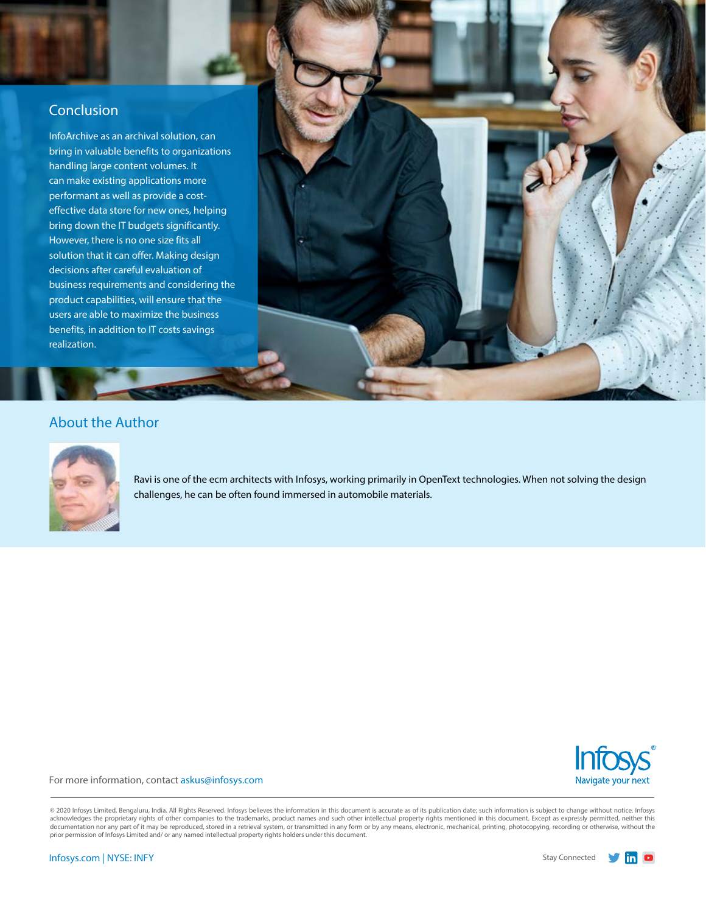## Conclusion

InfoArchive as an archival solution, can bring in valuable benefits to organizations handling large content volumes. It can make existing applications more performant as well as provide a cost-effective data store for new ones, helping bring down the IT budgets significantly. However, there is no one size fits all solution that it can offer. Making design decisions after careful evaluation of business requirements and considering the product capabilities, will ensure that the users are able to maximize the business benefits, in addition to IT costs savings realization.

## About the Author

Ravi is one of the ecm architects with Infosys, working primarily in OpenText technologies. When not solving the design challenges, he can be often found immersed in automobile materials.

For more information, contact askus@infosys.com

Infosys®
Navigate your next

© 2020 Infosys Limited, Bengaluru, India. All Rights Reserved. Infosys believes the information in this document is accurate as of its publication date; such information is subject to change without notice. Infosys acknowledges the proprietary rights of other companies to the trademarks, product names and such other intellectual property rights mentioned in this document. Except as expressly permitted, neither this documentation nor any part of it may be reproduced, stored in a retrieval system, or transmitted in any form or by any means, electronic, mechanical, printing, photocopying, recording or otherwise, without the prior permission of Infosys Limited and/ or any named intellectual property rights holders under this document.

Infosys.com | NYSE: INFY

Stay Connected